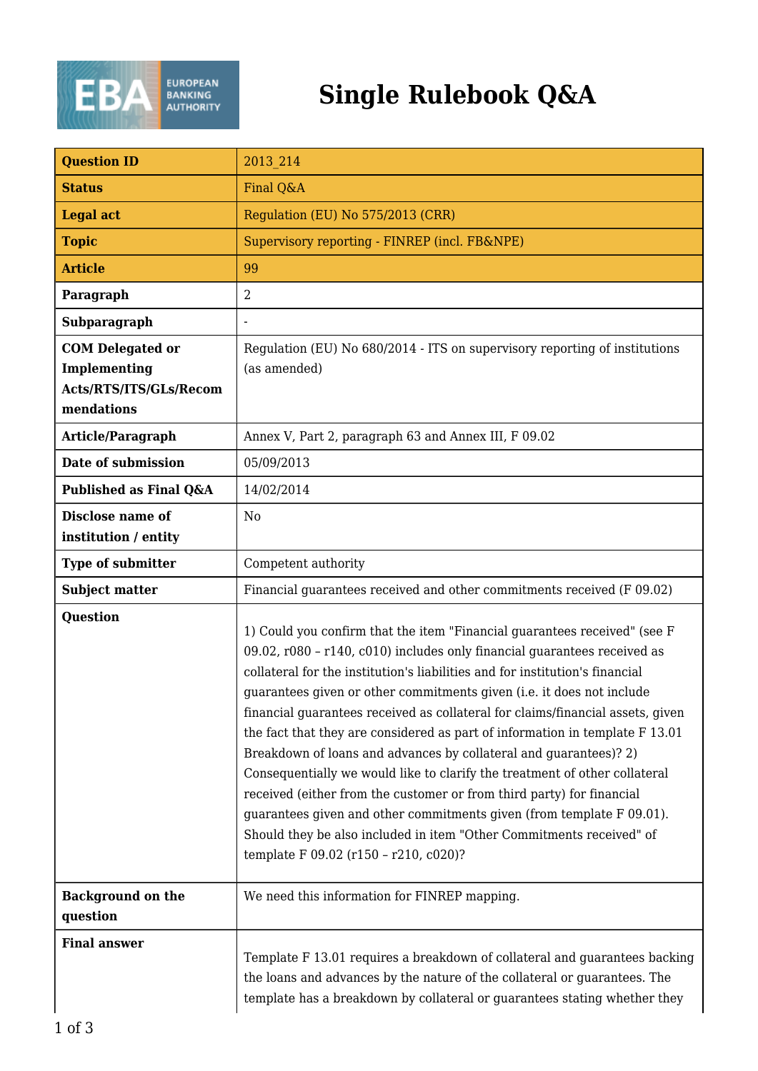# Single Rulebook Q&A

| Question ID | 2013_214 |
|---|---|
| Status | Final Q&A |
| Legal act | Regulation (EU) No 575/2013 (CRR) |
| Topic | Supervisory reporting - FINREP (incl. FB&NPE) |
| Article | 99 |
| Paragraph | 2 |
| Subparagraph | - |
| COM Delegated or Implementing Acts/RTS/ITS/GLs/Recommendations | Regulation (EU) No 680/2014 - ITS on supervisory reporting of institutions (as amended) |
| Article/Paragraph | Annex V, Part 2, paragraph 63 and Annex III, F 09.02 |
| Date of submission | 05/09/2013 |
| Published as Final Q&A | 14/02/2014 |
| Disclose name of institution / entity | No |
| Type of submitter | Competent authority |
| Subject matter | Financial guarantees received and other commitments received (F 09.02) |
| Question | 1) Could you confirm that the item "Financial guarantees received" (see F 09.02, r080 – r140, c010) includes only financial guarantees received as collateral for the institution's liabilities and for institution's financial guarantees given or other commitments given (i.e. it does not include financial guarantees received as collateral for claims/financial assets, given the fact that they are considered as part of information in template F 13.01 Breakdown of loans and advances by collateral and guarantees)? 2) Consequentially we would like to clarify the treatment of other collateral received (either from the customer or from third party) for financial guarantees given and other commitments given (from template F 09.01). Should they be also included in item "Other Commitments received" of template F 09.02 (r150 – r210, c020)? |
| Background on the question | We need this information for FINREP mapping. |
| Final answer | Template F 13.01 requires a breakdown of collateral and guarantees backing the loans and advances by the nature of the collateral or guarantees. The template has a breakdown by collateral or guarantees stating whether they |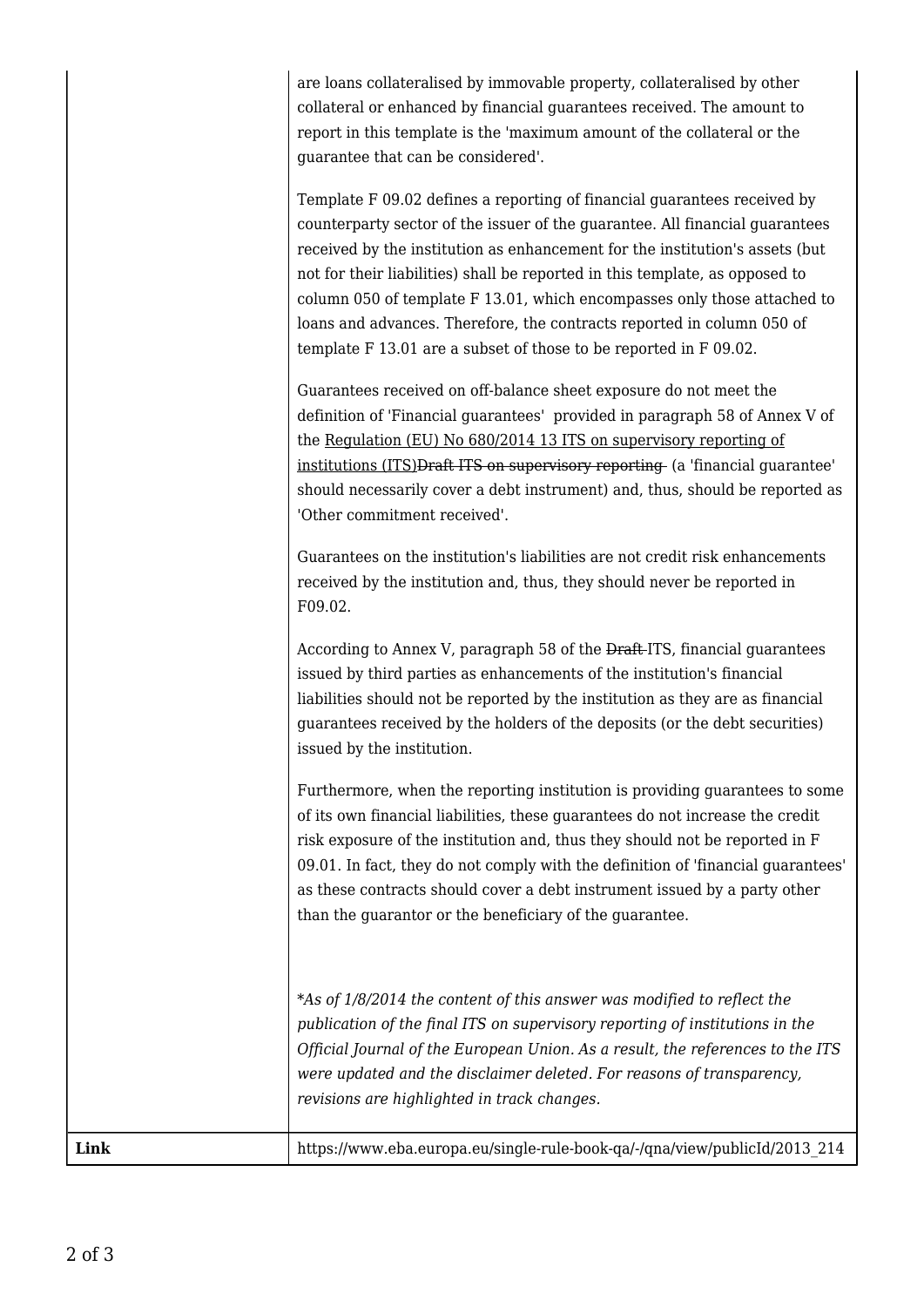| | are loans collateralised by immovable property, collateralised by other collateral or enhanced by financial guarantees received. The amount to report in this template is the 'maximum amount of the collateral or the guarantee that can be considered'.<br><br>Template F 09.02 defines a reporting of financial guarantees received by counterparty sector of the issuer of the guarantee. All financial guarantees received by the institution as enhancement for the institution's assets (but not for their liabilities) shall be reported in this template, as opposed to column 050 of template F 13.01, which encompasses only those attached to loans and advances. Therefore, the contracts reported in column 050 of template F 13.01 are a subset of those to be reported in F 09.02.<br><br>Guarantees received on off-balance sheet exposure do not meet the definition of 'Financial guarantees' provided in paragraph 58 of Annex V of the Regulation (EU) No 680/2014 13 ITS on supervisory reporting of institutions (ITS)~~Draft ITS on supervisory reporting~~ (a 'financial guarantee' should necessarily cover a debt instrument) and, thus, should be reported as 'Other commitment received'.<br><br>Guarantees on the institution's liabilities are not credit risk enhancements received by the institution and, thus, they should never be reported in F09.02.<br><br>According to Annex V, paragraph 58 of the ~~Draft~~ ITS, financial guarantees issued by third parties as enhancements of the institution's financial liabilities should not be reported by the institution as they are as financial guarantees received by the holders of the deposits (or the debt securities) issued by the institution.<br><br>Furthermore, when the reporting institution is providing guarantees to some of its own financial liabilities, these guarantees do not increase the credit risk exposure of the institution and, thus they should not be reported in F 09.01. In fact, they do not comply with the definition of 'financial guarantees' as these contracts should cover a debt instrument issued by a party other than the guarantor or the beneficiary of the guarantee.<br><br>*\*As of 1/8/2014 the content of this answer was modified to reflect the publication of the final ITS on supervisory reporting of institutions in the Official Journal of the European Union. As a result, the references to the ITS were updated and the disclaimer deleted. For reasons of transparency, revisions are highlighted in track changes.* |
|---|---|
| **Link** | https://www.eba.europa.eu/single-rule-book-qa/-/qna/view/publicId/2013_214 |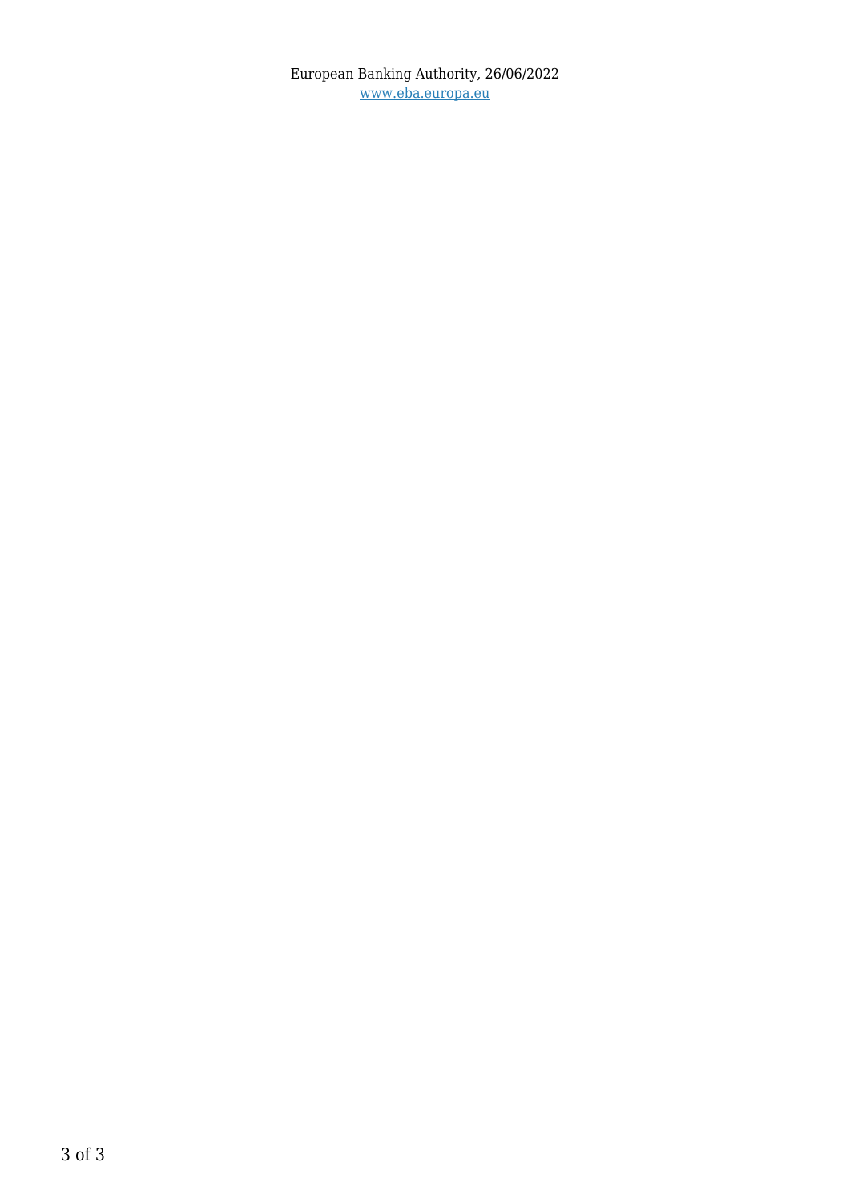European Banking Authority, 26/06/2022
www.eba.europa.eu